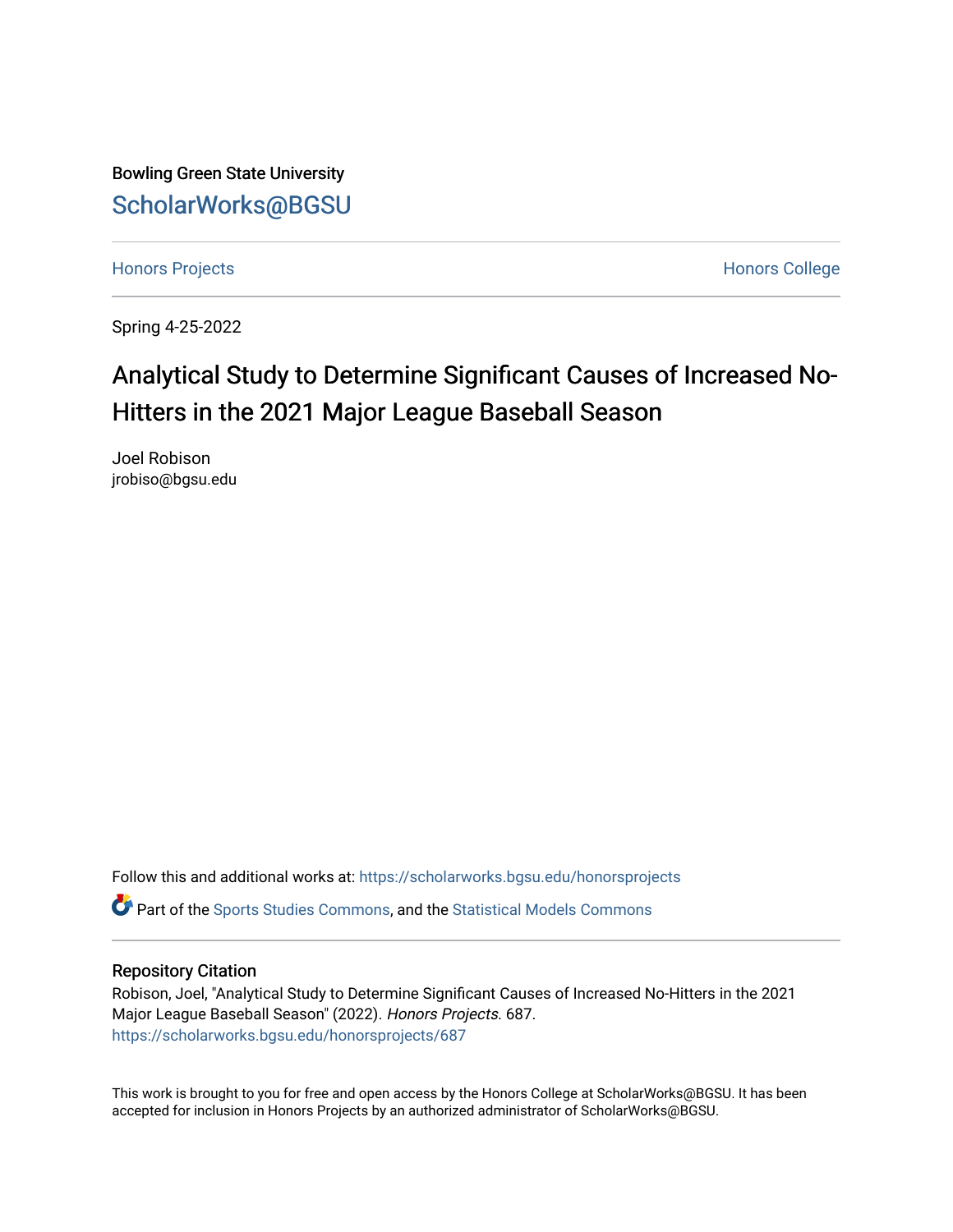Bowling Green State University

ScholarWorks@BGSU

Honors Projects

Honors College

Spring 4-25-2022

# Analytical Study to Determine Significant Causes of Increased No-Hitters in the 2021 Major League Baseball Season

Joel Robison
jrobiso@bgsu.edu

Follow this and additional works at: https://scholarworks.bgsu.edu/honorsprojects

Part of the Sports Studies Commons, and the Statistical Models Commons

## Repository Citation

Robison, Joel, "Analytical Study to Determine Significant Causes of Increased No-Hitters in the 2021 Major League Baseball Season" (2022). *Honors Projects*. 687.
https://scholarworks.bgsu.edu/honorsprojects/687

This work is brought to you for free and open access by the Honors College at ScholarWorks@BGSU. It has been accepted for inclusion in Honors Projects by an authorized administrator of ScholarWorks@BGSU.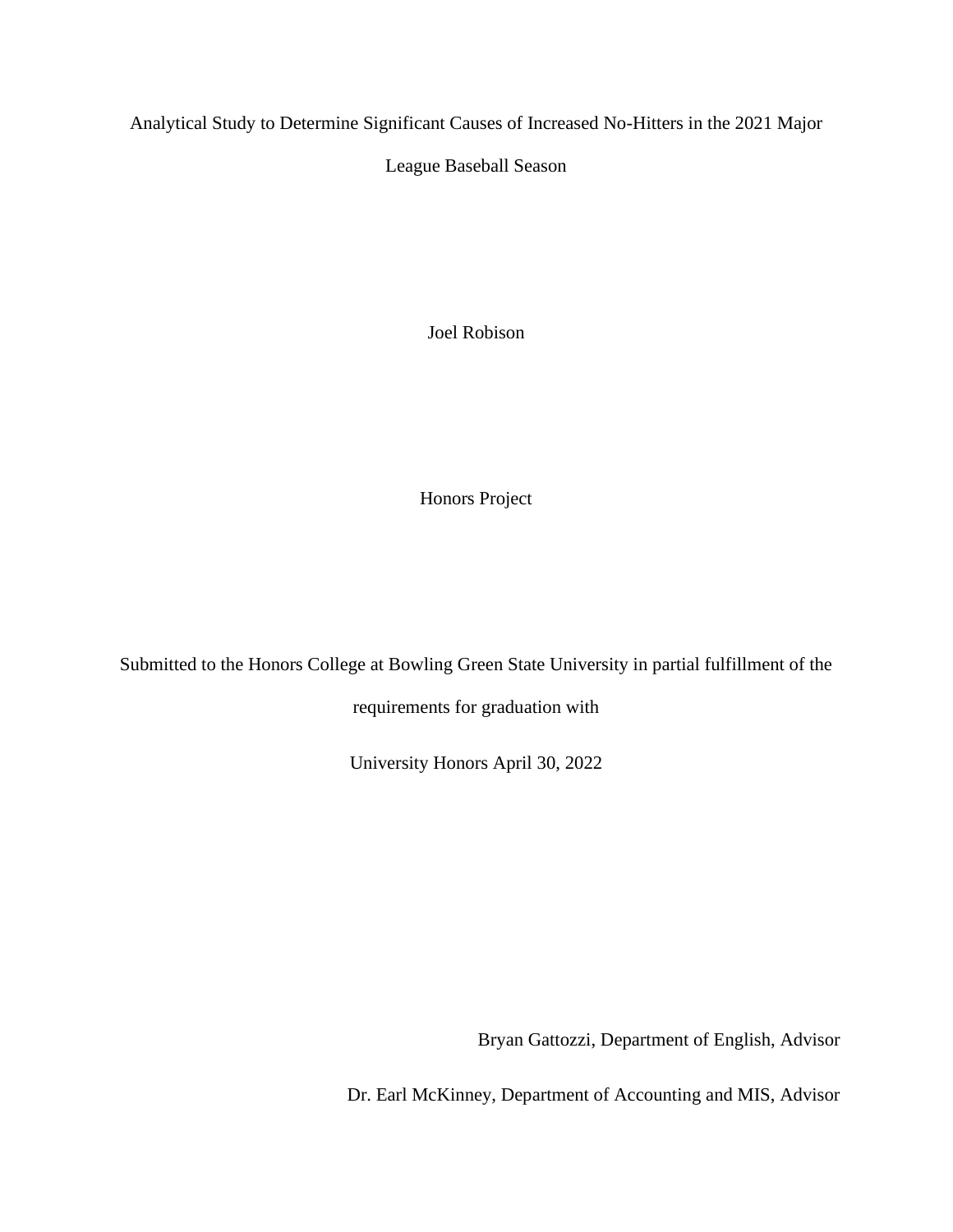Analytical Study to Determine Significant Causes of Increased No-Hitters in the 2021 Major League Baseball Season

Joel Robison

Honors Project

Submitted to the Honors College at Bowling Green State University in partial fulfillment of the requirements for graduation with

University Honors April 30, 2022

Bryan Gattozzi, Department of English, Advisor

Dr. Earl McKinney, Department of Accounting and MIS, Advisor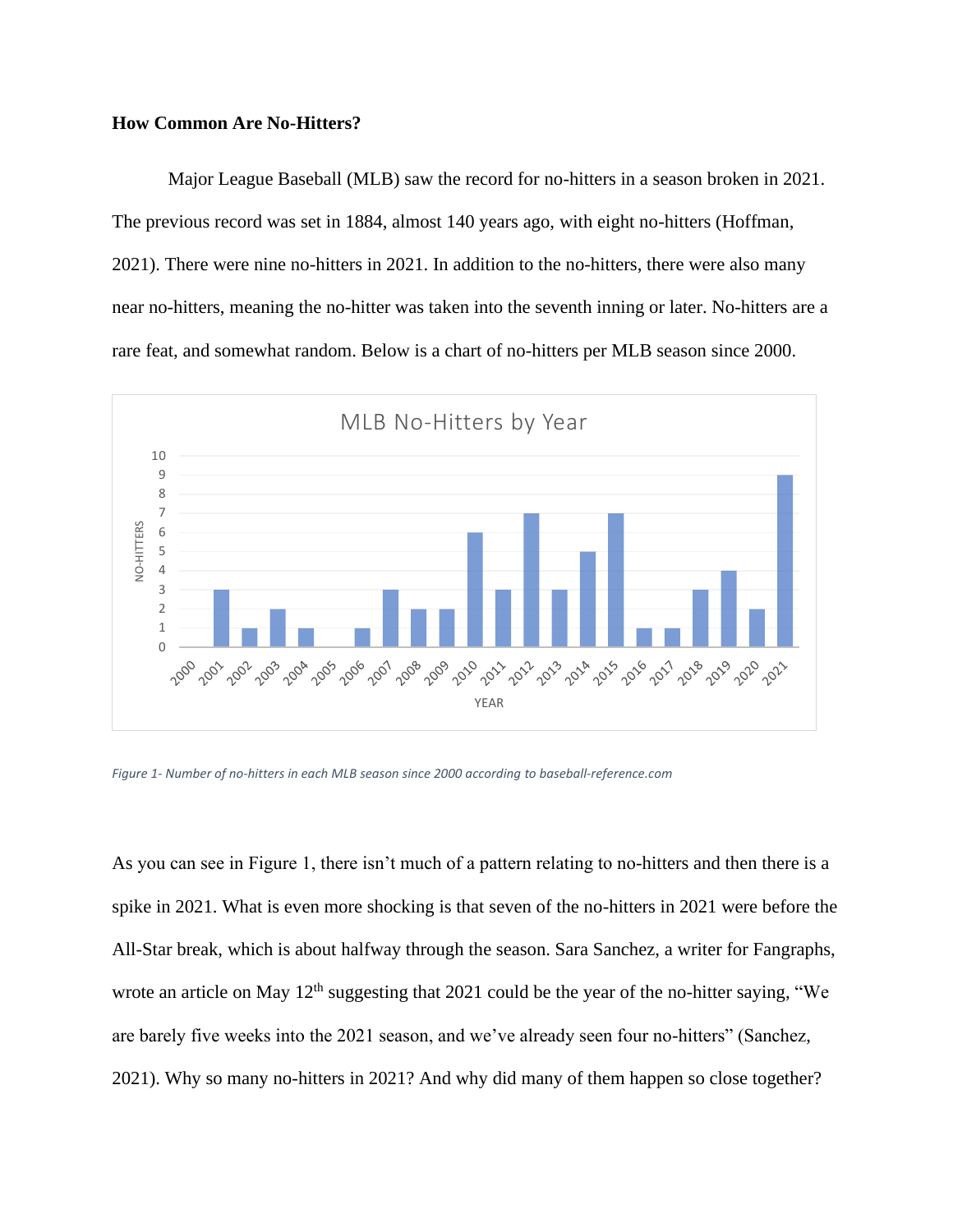**How Common Are No-Hitters?**

Major League Baseball (MLB) saw the record for no-hitters in a season broken in 2021. The previous record was set in 1884, almost 140 years ago, with eight no-hitters (Hoffman, 2021). There were nine no-hitters in 2021. In addition to the no-hitters, there were also many near no-hitters, meaning the no-hitter was taken into the seventh inning or later. No-hitters are a rare feat, and somewhat random. Below is a chart of no-hitters per MLB season since 2000.

*Figure 1- Number of no-hitters in each MLB season since 2000 according to baseball-reference.com*

As you can see in Figure 1, there isn't much of a pattern relating to no-hitters and then there is a spike in 2021. What is even more shocking is that seven of the no-hitters in 2021 were before the All-Star break, which is about halfway through the season. Sara Sanchez, a writer for Fangraphs, wrote an article on May 12th suggesting that 2021 could be the year of the no-hitter saying, "We are barely five weeks into the 2021 season, and we've already seen four no-hitters" (Sanchez, 2021). Why so many no-hitters in 2021? And why did many of them happen so close together?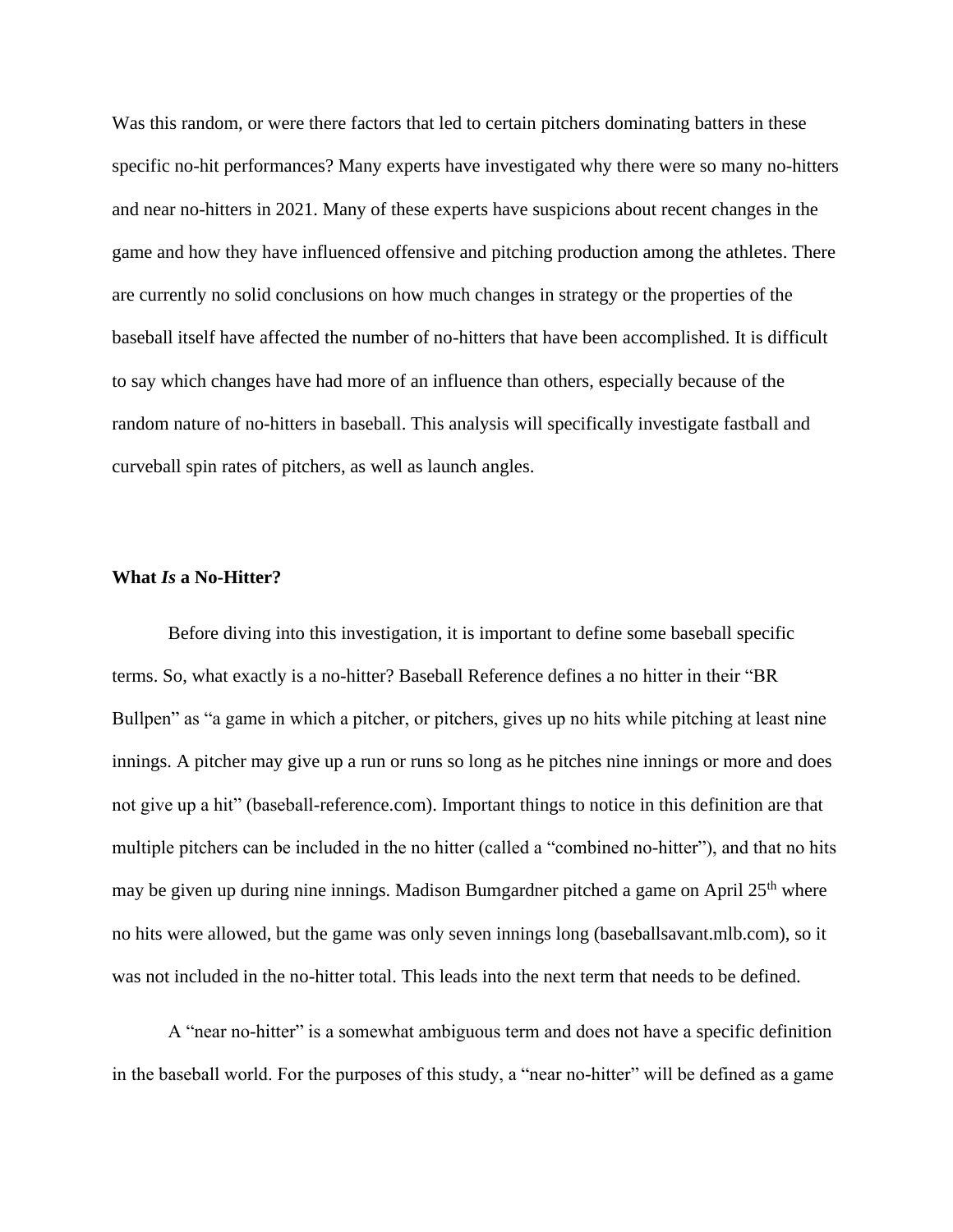Was this random, or were there factors that led to certain pitchers dominating batters in these specific no-hit performances? Many experts have investigated why there were so many no-hitters and near no-hitters in 2021. Many of these experts have suspicions about recent changes in the game and how they have influenced offensive and pitching production among the athletes. There are currently no solid conclusions on how much changes in strategy or the properties of the baseball itself have affected the number of no-hitters that have been accomplished. It is difficult to say which changes have had more of an influence than others, especially because of the random nature of no-hitters in baseball. This analysis will specifically investigate fastball and curveball spin rates of pitchers, as well as launch angles.

**What *Is* a No-Hitter?**

Before diving into this investigation, it is important to define some baseball specific terms. So, what exactly is a no-hitter? Baseball Reference defines a no hitter in their "BR Bullpen" as "a game in which a pitcher, or pitchers, gives up no hits while pitching at least nine innings. A pitcher may give up a run or runs so long as he pitches nine innings or more and does not give up a hit" (baseball-reference.com). Important things to notice in this definition are that multiple pitchers can be included in the no hitter (called a "combined no-hitter"), and that no hits may be given up during nine innings. Madison Bumgardner pitched a game on April 25th where no hits were allowed, but the game was only seven innings long (baseballsavant.mlb.com), so it was not included in the no-hitter total. This leads into the next term that needs to be defined.

A "near no-hitter" is a somewhat ambiguous term and does not have a specific definition in the baseball world. For the purposes of this study, a "near no-hitter" will be defined as a game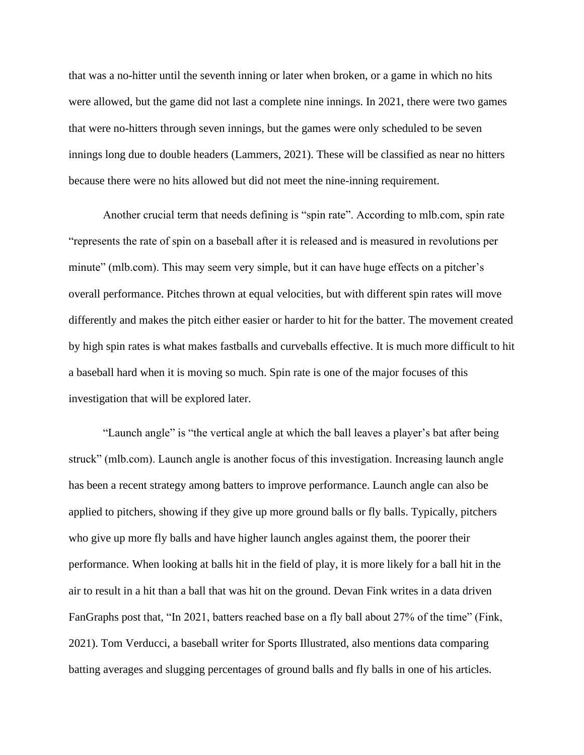that was a no-hitter until the seventh inning or later when broken, or a game in which no hits were allowed, but the game did not last a complete nine innings. In 2021, there were two games that were no-hitters through seven innings, but the games were only scheduled to be seven innings long due to double headers (Lammers, 2021). These will be classified as near no hitters because there were no hits allowed but did not meet the nine-inning requirement.

Another crucial term that needs defining is "spin rate". According to mlb.com, spin rate "represents the rate of spin on a baseball after it is released and is measured in revolutions per minute" (mlb.com). This may seem very simple, but it can have huge effects on a pitcher's overall performance. Pitches thrown at equal velocities, but with different spin rates will move differently and makes the pitch either easier or harder to hit for the batter. The movement created by high spin rates is what makes fastballs and curveballs effective. It is much more difficult to hit a baseball hard when it is moving so much. Spin rate is one of the major focuses of this investigation that will be explored later.

"Launch angle" is "the vertical angle at which the ball leaves a player's bat after being struck" (mlb.com). Launch angle is another focus of this investigation. Increasing launch angle has been a recent strategy among batters to improve performance. Launch angle can also be applied to pitchers, showing if they give up more ground balls or fly balls. Typically, pitchers who give up more fly balls and have higher launch angles against them, the poorer their performance. When looking at balls hit in the field of play, it is more likely for a ball hit in the air to result in a hit than a ball that was hit on the ground. Devan Fink writes in a data driven FanGraphs post that, "In 2021, batters reached base on a fly ball about 27% of the time" (Fink, 2021). Tom Verducci, a baseball writer for Sports Illustrated, also mentions data comparing batting averages and slugging percentages of ground balls and fly balls in one of his articles.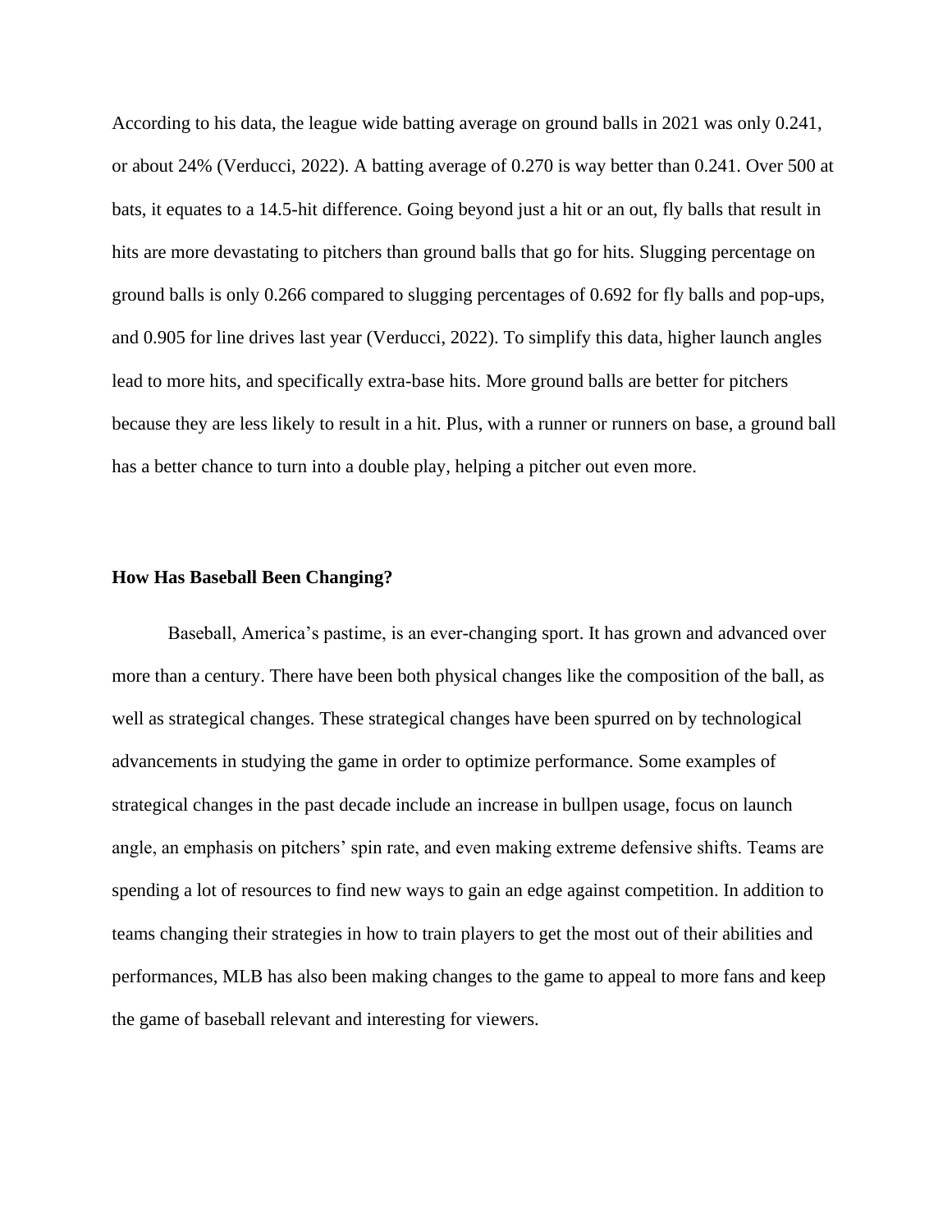According to his data, the league wide batting average on ground balls in 2021 was only 0.241, or about 24% (Verducci, 2022). A batting average of 0.270 is way better than 0.241. Over 500 at bats, it equates to a 14.5-hit difference. Going beyond just a hit or an out, fly balls that result in hits are more devastating to pitchers than ground balls that go for hits. Slugging percentage on ground balls is only 0.266 compared to slugging percentages of 0.692 for fly balls and pop-ups, and 0.905 for line drives last year (Verducci, 2022). To simplify this data, higher launch angles lead to more hits, and specifically extra-base hits. More ground balls are better for pitchers because they are less likely to result in a hit. Plus, with a runner or runners on base, a ground ball has a better chance to turn into a double play, helping a pitcher out even more.

### How Has Baseball Been Changing?

Baseball, America's pastime, is an ever-changing sport. It has grown and advanced over more than a century. There have been both physical changes like the composition of the ball, as well as strategical changes. These strategical changes have been spurred on by technological advancements in studying the game in order to optimize performance. Some examples of strategical changes in the past decade include an increase in bullpen usage, focus on launch angle, an emphasis on pitchers' spin rate, and even making extreme defensive shifts. Teams are spending a lot of resources to find new ways to gain an edge against competition. In addition to teams changing their strategies in how to train players to get the most out of their abilities and performances, MLB has also been making changes to the game to appeal to more fans and keep the game of baseball relevant and interesting for viewers.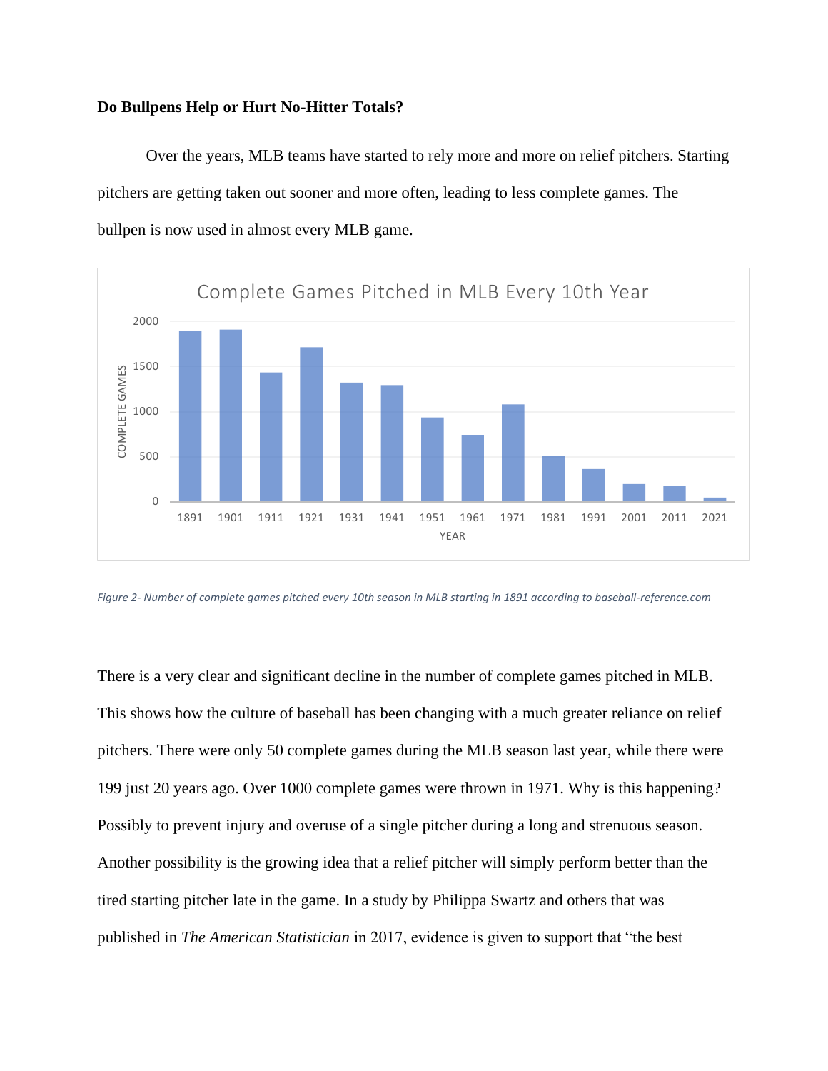**Do Bullpens Help or Hurt No-Hitter Totals?**

Over the years, MLB teams have started to rely more and more on relief pitchers. Starting pitchers are getting taken out sooner and more often, leading to less complete games. The bullpen is now used in almost every MLB game.

*Figure 2- Number of complete games pitched every 10th season in MLB starting in 1891 according to baseball-reference.com*

There is a very clear and significant decline in the number of complete games pitched in MLB. This shows how the culture of baseball has been changing with a much greater reliance on relief pitchers. There were only 50 complete games during the MLB season last year, while there were 199 just 20 years ago. Over 1000 complete games were thrown in 1971. Why is this happening? Possibly to prevent injury and overuse of a single pitcher during a long and strenuous season. Another possibility is the growing idea that a relief pitcher will simply perform better than the tired starting pitcher late in the game. In a study by Philippa Swartz and others that was published in *The American Statistician* in 2017, evidence is given to support that "the best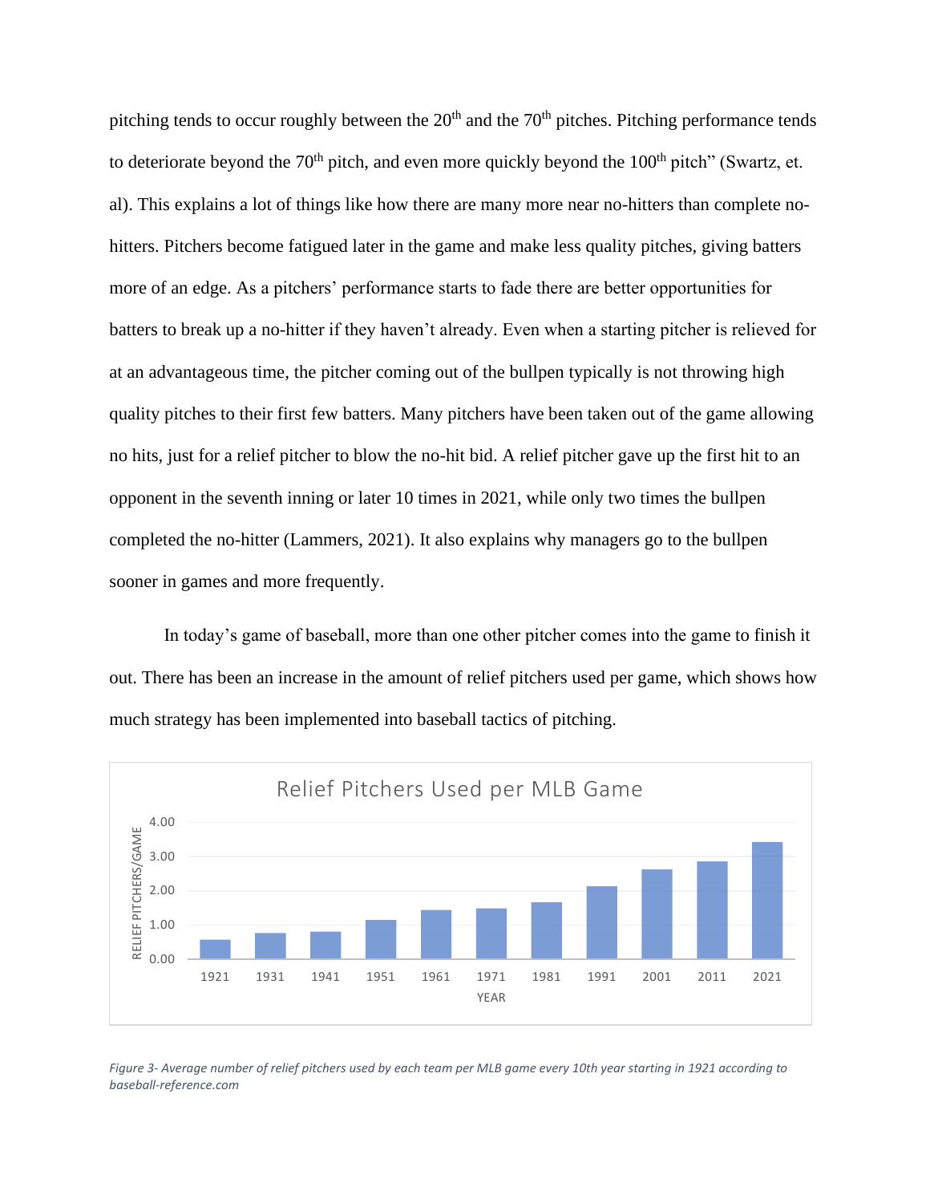pitching tends to occur roughly between the 20th and the 70th pitches. Pitching performance tends to deteriorate beyond the 70th pitch, and even more quickly beyond the 100th pitch" (Swartz, et. al). This explains a lot of things like how there are many more near no-hitters than complete no-hitters. Pitchers become fatigued later in the game and make less quality pitches, giving batters more of an edge. As a pitchers' performance starts to fade there are better opportunities for batters to break up a no-hitter if they haven't already. Even when a starting pitcher is relieved for at an advantageous time, the pitcher coming out of the bullpen typically is not throwing high quality pitches to their first few batters. Many pitchers have been taken out of the game allowing no hits, just for a relief pitcher to blow the no-hit bid. A relief pitcher gave up the first hit to an opponent in the seventh inning or later 10 times in 2021, while only two times the bullpen completed the no-hitter (Lammers, 2021). It also explains why managers go to the bullpen sooner in games and more frequently.

In today's game of baseball, more than one other pitcher comes into the game to finish it out. There has been an increase in the amount of relief pitchers used per game, which shows how much strategy has been implemented into baseball tactics of pitching.

*Figure 3- Average number of relief pitchers used by each team per MLB game every 10th year starting in 1921 according to baseball-reference.com*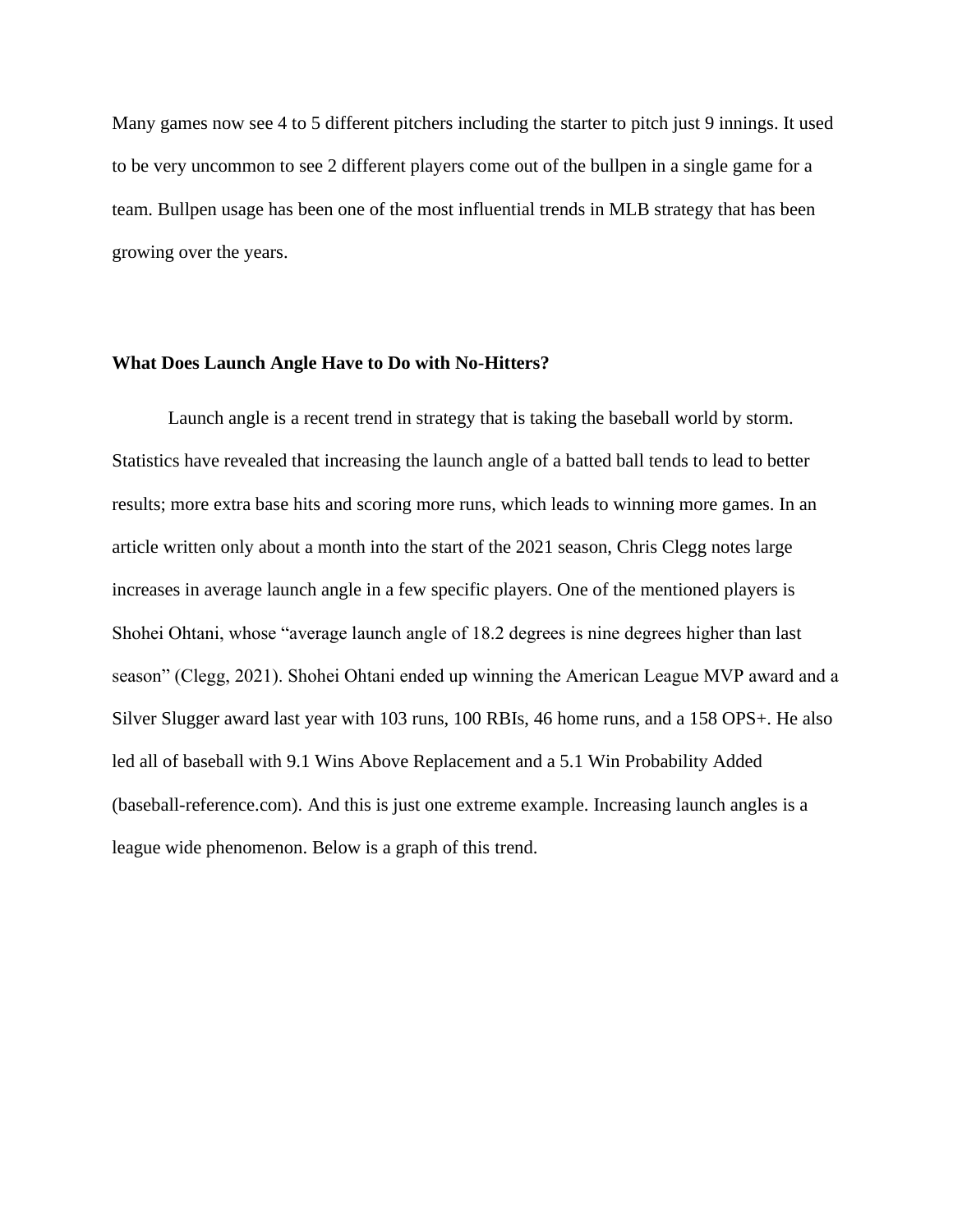Many games now see 4 to 5 different pitchers including the starter to pitch just 9 innings. It used to be very uncommon to see 2 different players come out of the bullpen in a single game for a team. Bullpen usage has been one of the most influential trends in MLB strategy that has been growing over the years.

### What Does Launch Angle Have to Do with No-Hitters?

Launch angle is a recent trend in strategy that is taking the baseball world by storm. Statistics have revealed that increasing the launch angle of a batted ball tends to lead to better results; more extra base hits and scoring more runs, which leads to winning more games. In an article written only about a month into the start of the 2021 season, Chris Clegg notes large increases in average launch angle in a few specific players. One of the mentioned players is Shohei Ohtani, whose "average launch angle of 18.2 degrees is nine degrees higher than last season" (Clegg, 2021). Shohei Ohtani ended up winning the American League MVP award and a Silver Slugger award last year with 103 runs, 100 RBIs, 46 home runs, and a 158 OPS+. He also led all of baseball with 9.1 Wins Above Replacement and a 5.1 Win Probability Added (baseball-reference.com). And this is just one extreme example. Increasing launch angles is a league wide phenomenon. Below is a graph of this trend.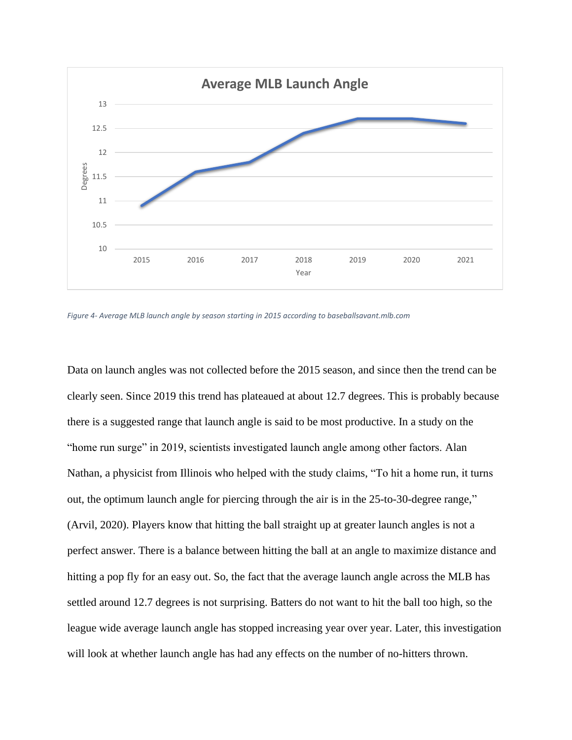*Figure 4- Average MLB launch angle by season starting in 2015 according to baseballsavant.mlb.com*

Data on launch angles was not collected before the 2015 season, and since then the trend can be clearly seen. Since 2019 this trend has plateaued at about 12.7 degrees. This is probably because there is a suggested range that launch angle is said to be most productive. In a study on the "home run surge" in 2019, scientists investigated launch angle among other factors. Alan Nathan, a physicist from Illinois who helped with the study claims, "To hit a home run, it turns out, the optimum launch angle for piercing through the air is in the 25-to-30-degree range," (Arvil, 2020). Players know that hitting the ball straight up at greater launch angles is not a perfect answer. There is a balance between hitting the ball at an angle to maximize distance and hitting a pop fly for an easy out. So, the fact that the average launch angle across the MLB has settled around 12.7 degrees is not surprising. Batters do not want to hit the ball too high, so the league wide average launch angle has stopped increasing year over year. Later, this investigation will look at whether launch angle has had any effects on the number of no-hitters thrown.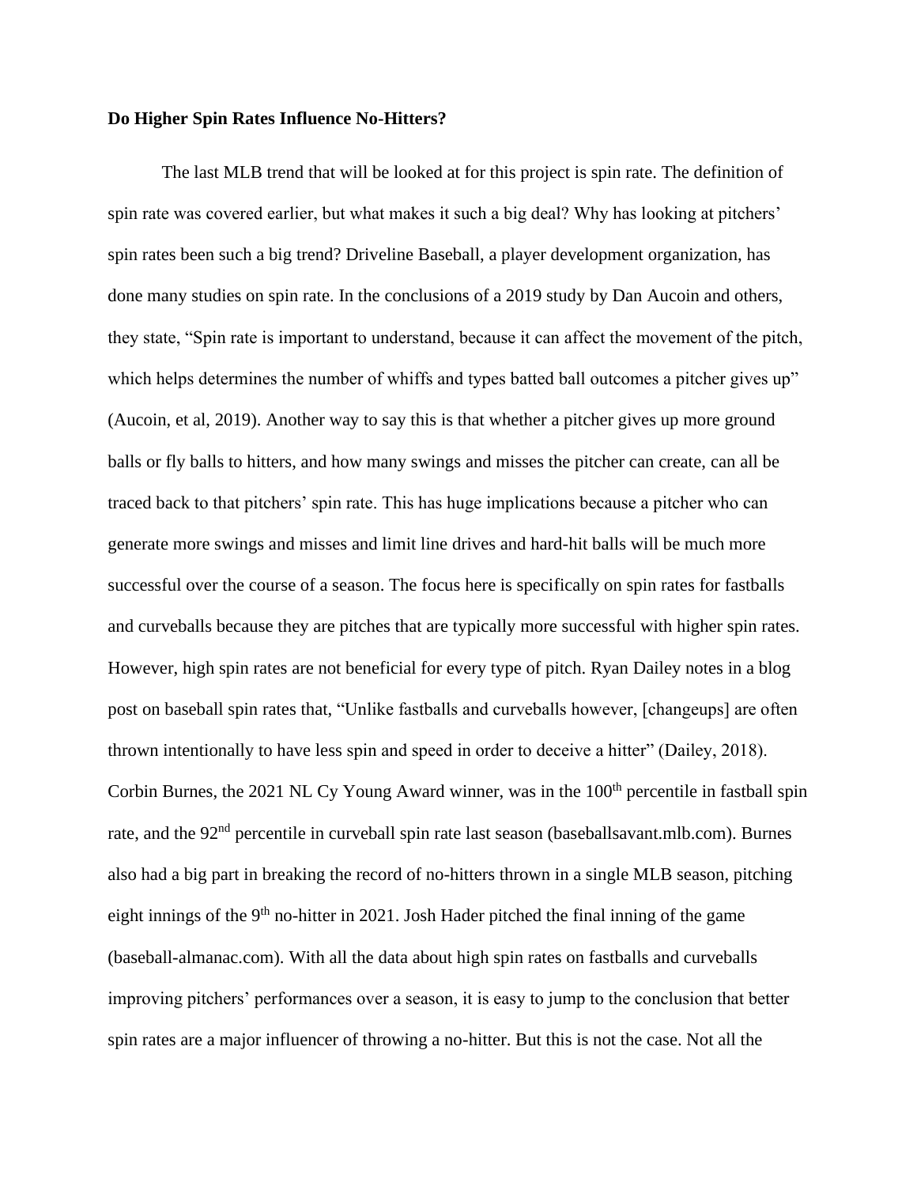**Do Higher Spin Rates Influence No-Hitters?**

The last MLB trend that will be looked at for this project is spin rate. The definition of spin rate was covered earlier, but what makes it such a big deal? Why has looking at pitchers' spin rates been such a big trend? Driveline Baseball, a player development organization, has done many studies on spin rate. In the conclusions of a 2019 study by Dan Aucoin and others, they state, "Spin rate is important to understand, because it can affect the movement of the pitch, which helps determines the number of whiffs and types batted ball outcomes a pitcher gives up" (Aucoin, et al, 2019). Another way to say this is that whether a pitcher gives up more ground balls or fly balls to hitters, and how many swings and misses the pitcher can create, can all be traced back to that pitchers' spin rate. This has huge implications because a pitcher who can generate more swings and misses and limit line drives and hard-hit balls will be much more successful over the course of a season. The focus here is specifically on spin rates for fastballs and curveballs because they are pitches that are typically more successful with higher spin rates. However, high spin rates are not beneficial for every type of pitch. Ryan Dailey notes in a blog post on baseball spin rates that, "Unlike fastballs and curveballs however, [changeups] are often thrown intentionally to have less spin and speed in order to deceive a hitter" (Dailey, 2018). Corbin Burnes, the 2021 NL Cy Young Award winner, was in the 100th percentile in fastball spin rate, and the 92nd percentile in curveball spin rate last season (baseballsavant.mlb.com). Burnes also had a big part in breaking the record of no-hitters thrown in a single MLB season, pitching eight innings of the 9th no-hitter in 2021. Josh Hader pitched the final inning of the game (baseball-almanac.com). With all the data about high spin rates on fastballs and curveballs improving pitchers' performances over a season, it is easy to jump to the conclusion that better spin rates are a major influencer of throwing a no-hitter. But this is not the case. Not all the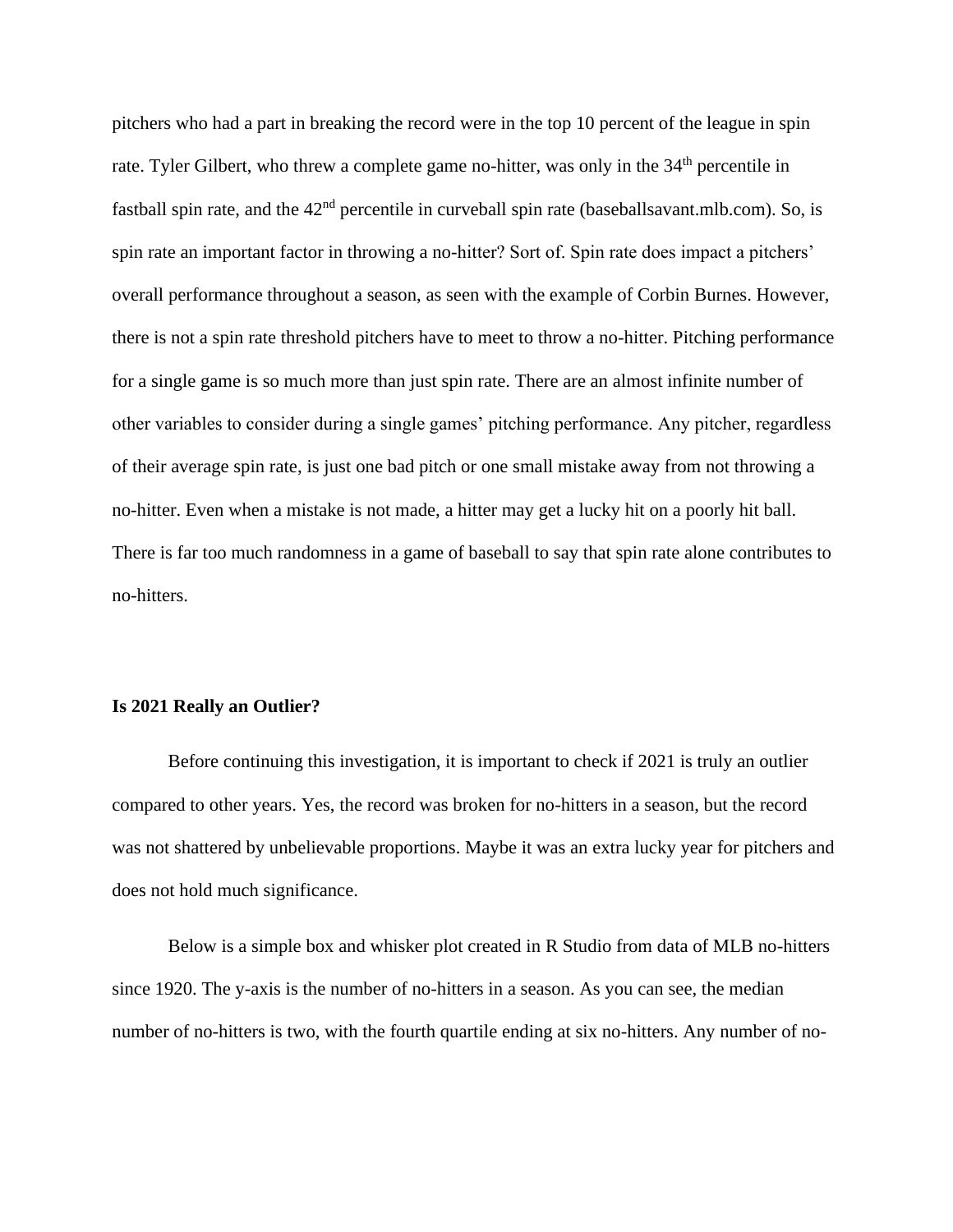pitchers who had a part in breaking the record were in the top 10 percent of the league in spin rate. Tyler Gilbert, who threw a complete game no-hitter, was only in the 34th percentile in fastball spin rate, and the 42nd percentile in curveball spin rate (baseballsavant.mlb.com). So, is spin rate an important factor in throwing a no-hitter? Sort of. Spin rate does impact a pitchers' overall performance throughout a season, as seen with the example of Corbin Burnes. However, there is not a spin rate threshold pitchers have to meet to throw a no-hitter. Pitching performance for a single game is so much more than just spin rate. There are an almost infinite number of other variables to consider during a single games' pitching performance. Any pitcher, regardless of their average spin rate, is just one bad pitch or one small mistake away from not throwing a no-hitter. Even when a mistake is not made, a hitter may get a lucky hit on a poorly hit ball. There is far too much randomness in a game of baseball to say that spin rate alone contributes to no-hitters.

**Is 2021 Really an Outlier?**

Before continuing this investigation, it is important to check if 2021 is truly an outlier compared to other years. Yes, the record was broken for no-hitters in a season, but the record was not shattered by unbelievable proportions. Maybe it was an extra lucky year for pitchers and does not hold much significance.

Below is a simple box and whisker plot created in R Studio from data of MLB no-hitters since 1920. The y-axis is the number of no-hitters in a season. As you can see, the median number of no-hitters is two, with the fourth quartile ending at six no-hitters. Any number of no-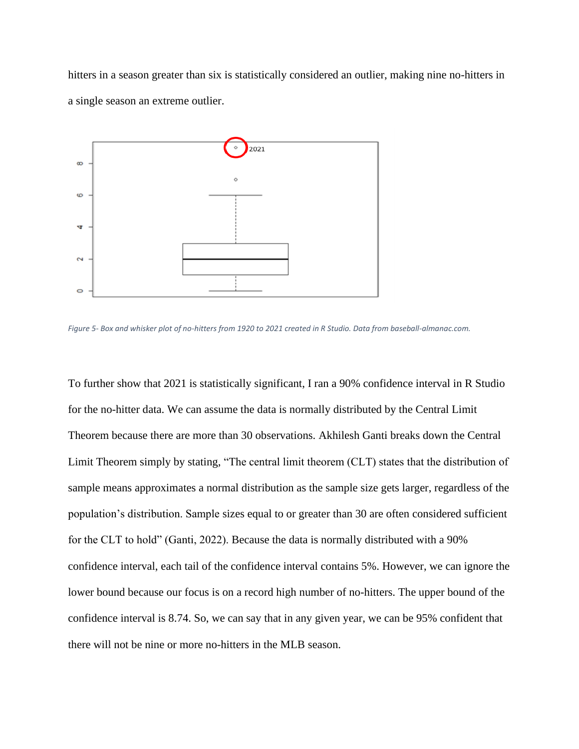hitters in a season greater than six is statistically considered an outlier, making nine no-hitters in a single season an extreme outlier.

*Figure 5- Box and whisker plot of no-hitters from 1920 to 2021 created in R Studio. Data from baseball-almanac.com.*

To further show that 2021 is statistically significant, I ran a 90% confidence interval in R Studio for the no-hitter data. We can assume the data is normally distributed by the Central Limit Theorem because there are more than 30 observations. Akhilesh Ganti breaks down the Central Limit Theorem simply by stating, "The central limit theorem (CLT) states that the distribution of sample means approximates a normal distribution as the sample size gets larger, regardless of the population's distribution. Sample sizes equal to or greater than 30 are often considered sufficient for the CLT to hold" (Ganti, 2022). Because the data is normally distributed with a 90% confidence interval, each tail of the confidence interval contains 5%. However, we can ignore the lower bound because our focus is on a record high number of no-hitters. The upper bound of the confidence interval is 8.74. So, we can say that in any given year, we can be 95% confident that there will not be nine or more no-hitters in the MLB season.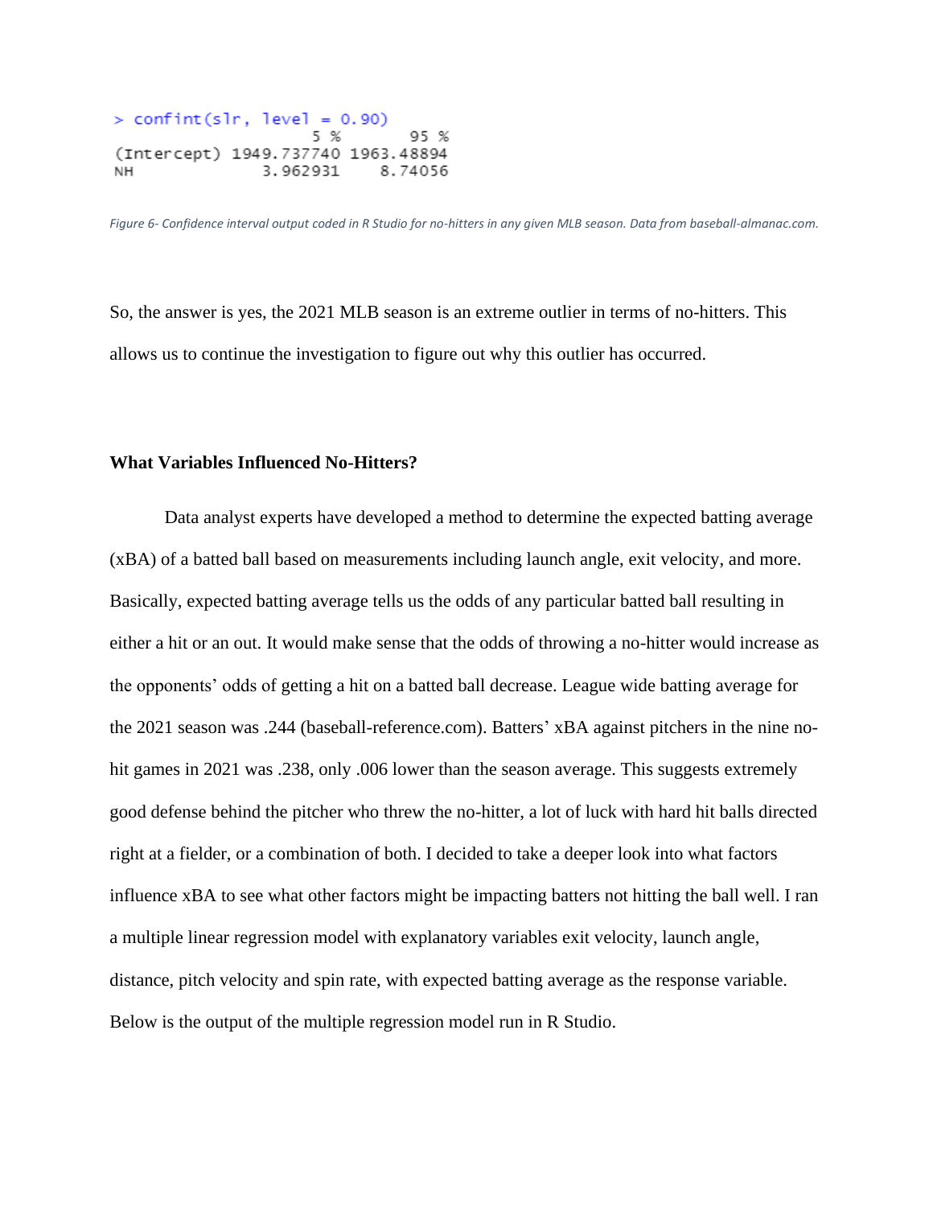```
> confint(slr, level = 0.90)
                    5 %        95 %
(Intercept) 1949.737740 1963.48894
NH             3.962931    8.74056
```

*Figure 6- Confidence interval output coded in R Studio for no-hitters in any given MLB season. Data from baseball-almanac.com.*

So, the answer is yes, the 2021 MLB season is an extreme outlier in terms of no-hitters. This allows us to continue the investigation to figure out why this outlier has occurred.

**What Variables Influenced No-Hitters?**

Data analyst experts have developed a method to determine the expected batting average (xBA) of a batted ball based on measurements including launch angle, exit velocity, and more. Basically, expected batting average tells us the odds of any particular batted ball resulting in either a hit or an out. It would make sense that the odds of throwing a no-hitter would increase as the opponents' odds of getting a hit on a batted ball decrease. League wide batting average for the 2021 season was .244 (baseball-reference.com). Batters' xBA against pitchers in the nine no-hit games in 2021 was .238, only .006 lower than the season average. This suggests extremely good defense behind the pitcher who threw the no-hitter, a lot of luck with hard hit balls directed right at a fielder, or a combination of both. I decided to take a deeper look into what factors influence xBA to see what other factors might be impacting batters not hitting the ball well. I ran a multiple linear regression model with explanatory variables exit velocity, launch angle, distance, pitch velocity and spin rate, with expected batting average as the response variable. Below is the output of the multiple regression model run in R Studio.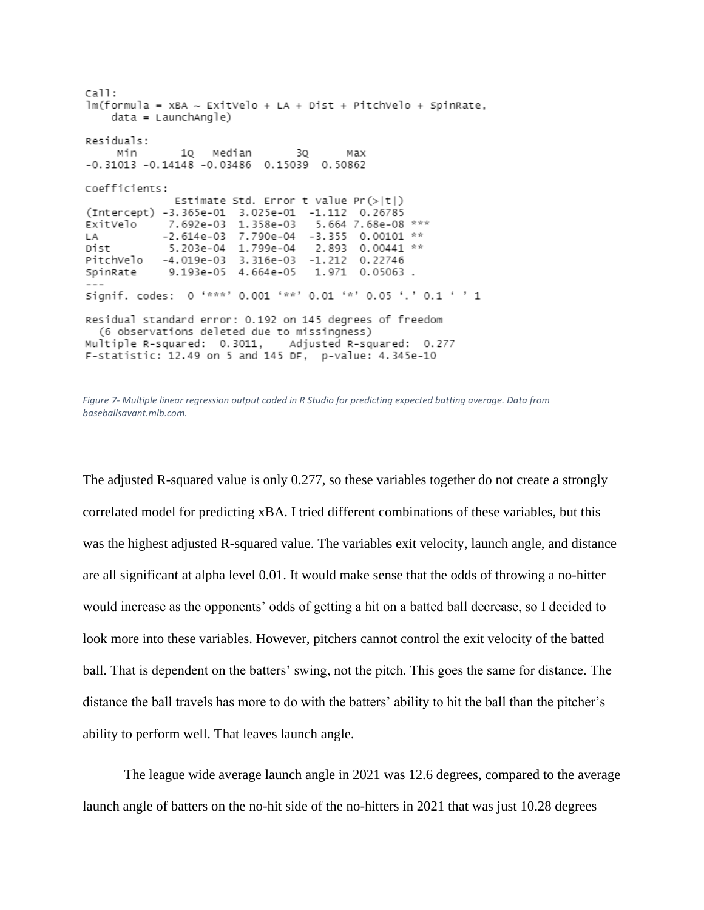```
Call:
lm(formula = xBA ~ ExitVelo + LA + Dist + PitchVelo + SpinRate,
    data = LaunchAngle)

Residuals:
     Min       1Q   Median       3Q      Max 
-0.31013 -0.14148 -0.03486  0.15039  0.50862 

Coefficients:
              Estimate Std. Error t value Pr(>|t|)    
(Intercept) -3.365e-01  3.025e-01  -1.112  0.26785    
ExitVelo     7.692e-03  1.358e-03   5.664 7.68e-08 ***
LA          -2.614e-03  7.790e-04  -3.355  0.00101 ** 
Dist         5.203e-04  1.799e-04   2.893  0.00441 ** 
PitchVelo   -4.019e-03  3.316e-03  -1.212  0.22746    
SpinRate     9.193e-05  4.664e-05   1.971  0.05063 .  
---
Signif. codes:  0 '***' 0.001 '**' 0.01 '*' 0.05 '.' 0.1 ' ' 1

Residual standard error: 0.192 on 145 degrees of freedom
  (6 observations deleted due to missingness)
Multiple R-squared:  0.3011,	Adjusted R-squared:  0.277 
F-statistic: 12.49 on 5 and 145 DF,  p-value: 4.345e-10
```

*Figure 7- Multiple linear regression output coded in R Studio for predicting expected batting average. Data from baseballsavant.mlb.com.*

The adjusted R-squared value is only 0.277, so these variables together do not create a strongly correlated model for predicting xBA. I tried different combinations of these variables, but this was the highest adjusted R-squared value. The variables exit velocity, launch angle, and distance are all significant at alpha level 0.01. It would make sense that the odds of throwing a no-hitter would increase as the opponents' odds of getting a hit on a batted ball decrease, so I decided to look more into these variables. However, pitchers cannot control the exit velocity of the batted ball. That is dependent on the batters' swing, not the pitch. This goes the same for distance. The distance the ball travels has more to do with the batters' ability to hit the ball than the pitcher's ability to perform well. That leaves launch angle.

The league wide average launch angle in 2021 was 12.6 degrees, compared to the average launch angle of batters on the no-hit side of the no-hitters in 2021 that was just 10.28 degrees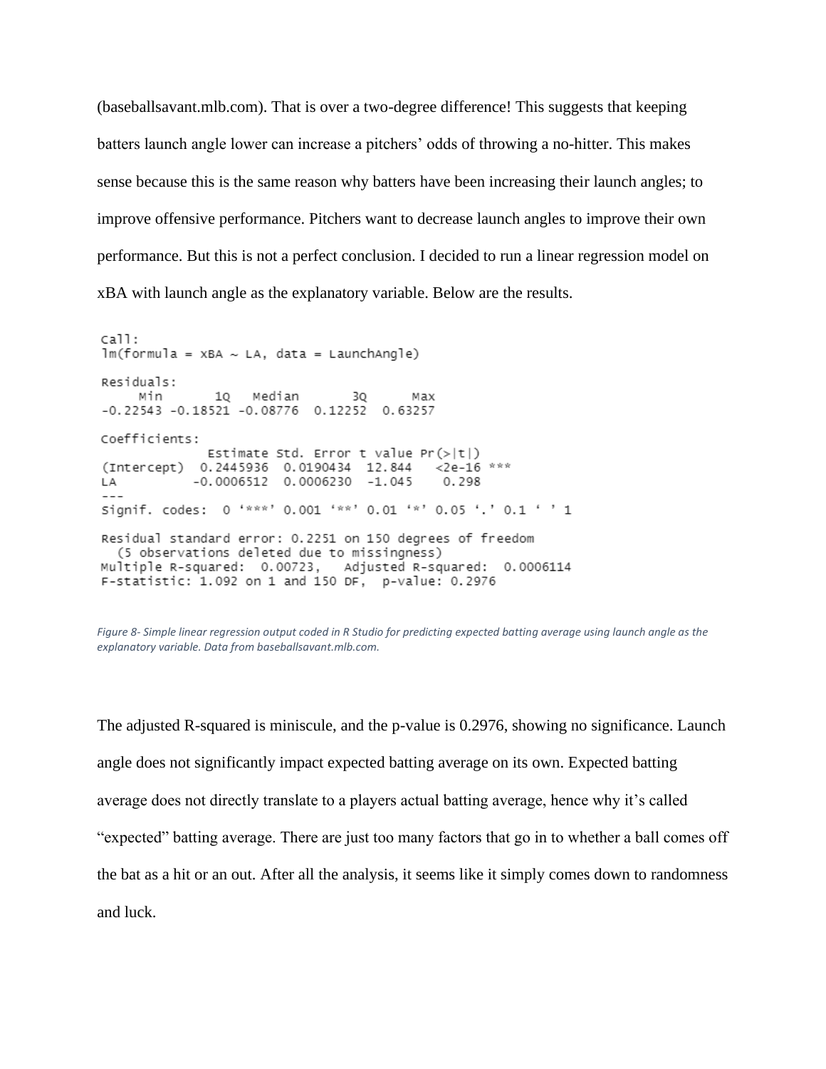(baseballsavant.mlb.com). That is over a two-degree difference! This suggests that keeping batters launch angle lower can increase a pitchers' odds of throwing a no-hitter. This makes sense because this is the same reason why batters have been increasing their launch angles; to improve offensive performance. Pitchers want to decrease launch angles to improve their own performance. But this is not a perfect conclusion. I decided to run a linear regression model on xBA with launch angle as the explanatory variable. Below are the results.

```
Call:
lm(formula = xBA ~ LA, data = LaunchAngle)

Residuals:
     Min       1Q   Median       3Q      Max 
-0.22543 -0.18521 -0.08776  0.12252  0.63257 

Coefficients:
              Estimate Std. Error t value Pr(>|t|)    
(Intercept)  0.2445936  0.0190434  12.844   <2e-16 ***
LA          -0.0006512  0.0006230  -1.045    0.298    
---
Signif. codes:  0 '***' 0.001 '**' 0.01 '*' 0.05 '.' 0.1 ' ' 1

Residual standard error: 0.2251 on 150 degrees of freedom
  (5 observations deleted due to missingness)
Multiple R-squared:  0.00723,	Adjusted R-squared:  0.0006114 
F-statistic: 1.092 on 1 and 150 DF,  p-value: 0.2976
```

*Figure 8- Simple linear regression output coded in R Studio for predicting expected batting average using launch angle as the explanatory variable. Data from baseballsavant.mlb.com.*

The adjusted R-squared is miniscule, and the p-value is 0.2976, showing no significance. Launch angle does not significantly impact expected batting average on its own. Expected batting average does not directly translate to a players actual batting average, hence why it's called "expected" batting average. There are just too many factors that go in to whether a ball comes off the bat as a hit or an out. After all the analysis, it seems like it simply comes down to randomness and luck.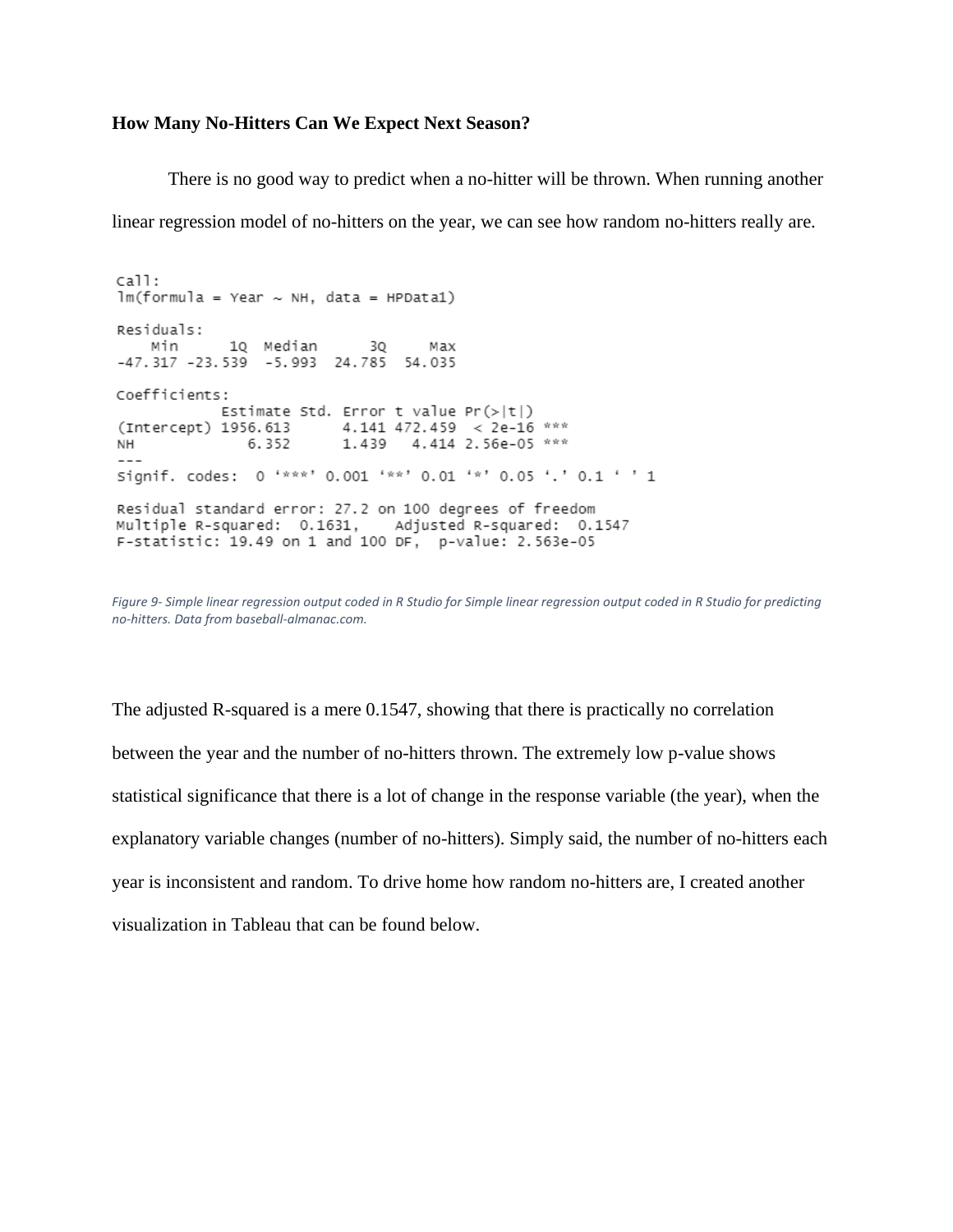**How Many No-Hitters Can We Expect Next Season?**

There is no good way to predict when a no-hitter will be thrown. When running another linear regression model of no-hitters on the year, we can see how random no-hitters really are.

```
Call:
lm(formula = Year ~ NH, data = HPData1)

Residuals:
    Min      1Q  Median      3Q     Max 
-47.317 -23.539  -5.993  24.785  54.035 

Coefficients:
            Estimate Std. Error t value Pr(>|t|)    
(Intercept) 1956.613      4.141 472.459  < 2e-16 ***
NH             6.352      1.439   4.414 2.56e-05 ***
---
Signif. codes:  0 '***' 0.001 '**' 0.01 '*' 0.05 '.' 0.1 ' ' 1

Residual standard error: 27.2 on 100 degrees of freedom
Multiple R-squared:  0.1631,	Adjusted R-squared:  0.1547 
F-statistic: 19.49 on 1 and 100 DF,  p-value: 2.563e-05
```

*Figure 9- Simple linear regression output coded in R Studio for Simple linear regression output coded in R Studio for predicting no-hitters. Data from baseball-almanac.com.*

The adjusted R-squared is a mere 0.1547, showing that there is practically no correlation between the year and the number of no-hitters thrown. The extremely low p-value shows statistical significance that there is a lot of change in the response variable (the year), when the explanatory variable changes (number of no-hitters). Simply said, the number of no-hitters each year is inconsistent and random. To drive home how random no-hitters are, I created another visualization in Tableau that can be found below.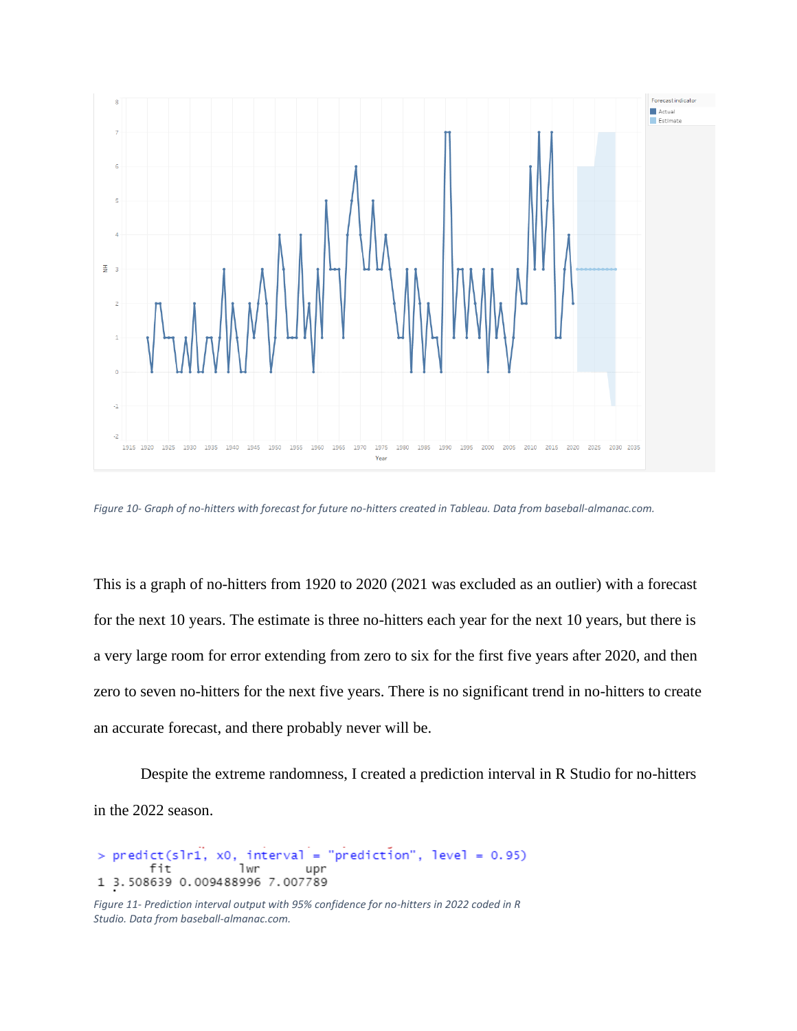*Figure 10- Graph of no-hitters with forecast for future no-hitters created in Tableau. Data from baseball-almanac.com.*

This is a graph of no-hitters from 1920 to 2020 (2021 was excluded as an outlier) with a forecast for the next 10 years. The estimate is three no-hitters each year for the next 10 years, but there is a very large room for error extending from zero to six for the first five years after 2020, and then zero to seven no-hitters for the next five years. There is no significant trend in no-hitters to create an accurate forecast, and there probably never will be.

Despite the extreme randomness, I created a prediction interval in R Studio for no-hitters in the 2022 season.

```
> predict(slr1, x0, interval = "prediction", level = 0.95)
       fit         lwr      upr
1 3.508639 0.009488996 7.007789
```

*Figure 11- Prediction interval output with 95% confidence for no-hitters in 2022 coded in R Studio. Data from baseball-almanac.com.*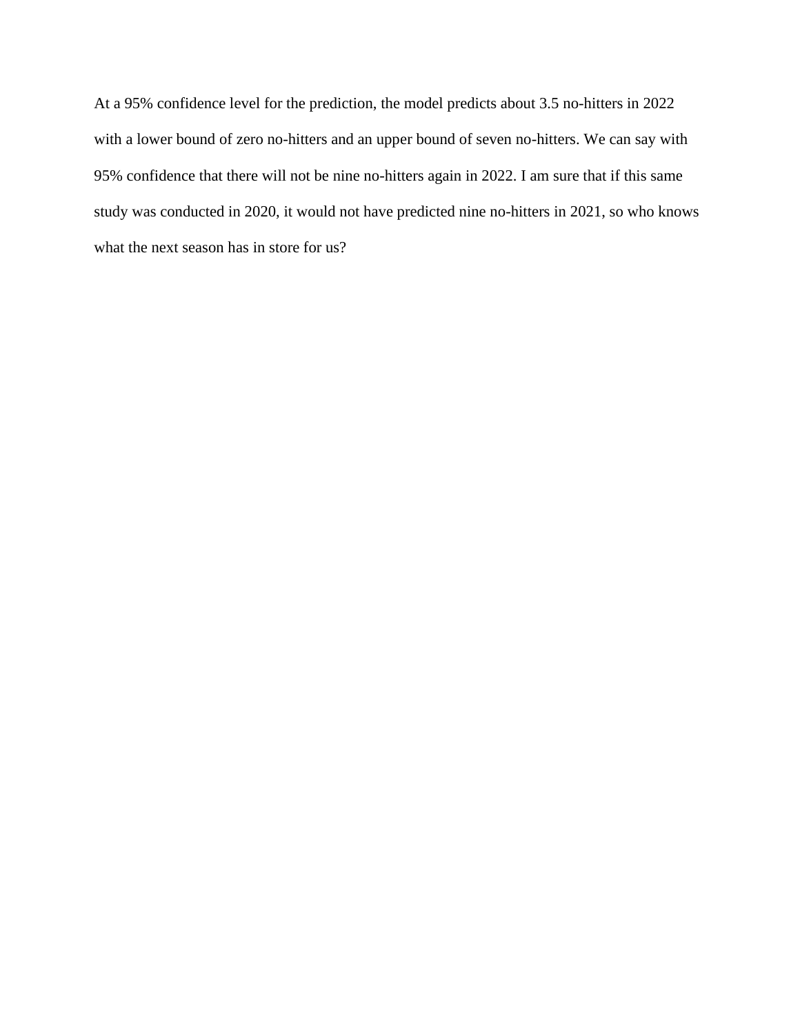At a 95% confidence level for the prediction, the model predicts about 3.5 no-hitters in 2022 with a lower bound of zero no-hitters and an upper bound of seven no-hitters. We can say with 95% confidence that there will not be nine no-hitters again in 2022. I am sure that if this same study was conducted in 2020, it would not have predicted nine no-hitters in 2021, so who knows what the next season has in store for us?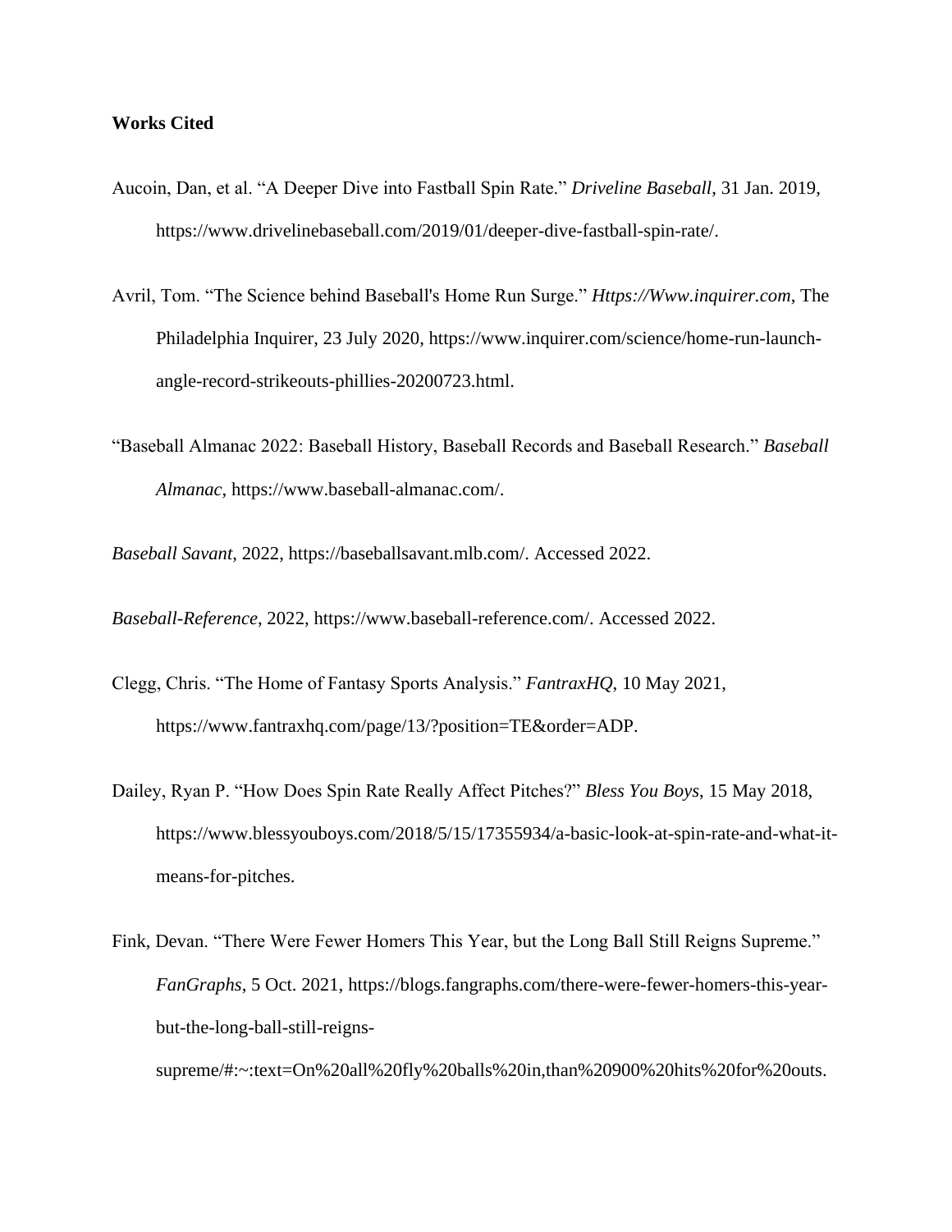**Works Cited**

Aucoin, Dan, et al. "A Deeper Dive into Fastball Spin Rate." *Driveline Baseball*, 31 Jan. 2019, https://www.drivelinebaseball.com/2019/01/deeper-dive-fastball-spin-rate/.

Avril, Tom. "The Science behind Baseball's Home Run Surge." *Https://Www.inquirer.com*, The Philadelphia Inquirer, 23 July 2020, https://www.inquirer.com/science/home-run-launch-angle-record-strikeouts-phillies-20200723.html.

"Baseball Almanac 2022: Baseball History, Baseball Records and Baseball Research." *Baseball Almanac*, https://www.baseball-almanac.com/.

*Baseball Savant*, 2022, https://baseballsavant.mlb.com/. Accessed 2022.

*Baseball-Reference*, 2022, https://www.baseball-reference.com/. Accessed 2022.

Clegg, Chris. "The Home of Fantasy Sports Analysis." *FantraxHQ*, 10 May 2021, https://www.fantraxhq.com/page/13/?position=TE&order=ADP.

Dailey, Ryan P. "How Does Spin Rate Really Affect Pitches?" *Bless You Boys*, 15 May 2018, https://www.blessyouboys.com/2018/5/15/17355934/a-basic-look-at-spin-rate-and-what-it-means-for-pitches.

Fink, Devan. "There Were Fewer Homers This Year, but the Long Ball Still Reigns Supreme." *FanGraphs*, 5 Oct. 2021, https://blogs.fangraphs.com/there-were-fewer-homers-this-year-but-the-long-ball-still-reigns-supreme/#:~:text=On%20all%20fly%20balls%20in,than%20900%20hits%20for%20outs.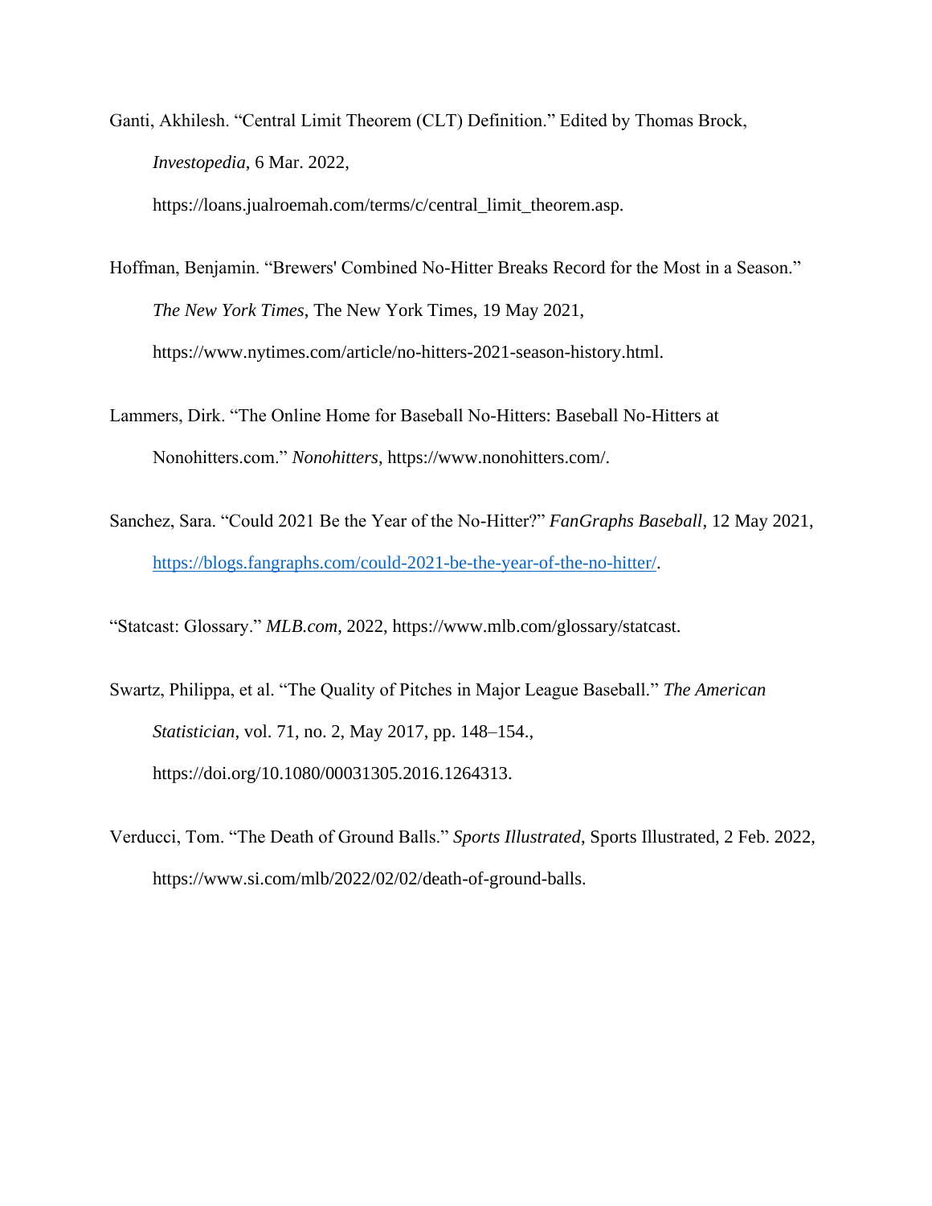Ganti, Akhilesh. "Central Limit Theorem (CLT) Definition." Edited by Thomas Brock, *Investopedia*, 6 Mar. 2022, https://loans.jualroemah.com/terms/c/central_limit_theorem.asp.

Hoffman, Benjamin. "Brewers' Combined No-Hitter Breaks Record for the Most in a Season." *The New York Times*, The New York Times, 19 May 2021, https://www.nytimes.com/article/no-hitters-2021-season-history.html.

Lammers, Dirk. "The Online Home for Baseball No-Hitters: Baseball No-Hitters at Nonohitters.com." *Nonohitters*, https://www.nonohitters.com/.

Sanchez, Sara. "Could 2021 Be the Year of the No-Hitter?" *FanGraphs Baseball*, 12 May 2021, https://blogs.fangraphs.com/could-2021-be-the-year-of-the-no-hitter/.

"Statcast: Glossary." *MLB.com*, 2022, https://www.mlb.com/glossary/statcast.

Swartz, Philippa, et al. "The Quality of Pitches in Major League Baseball." *The American Statistician*, vol. 71, no. 2, May 2017, pp. 148–154., https://doi.org/10.1080/00031305.2016.1264313.

Verducci, Tom. "The Death of Ground Balls." *Sports Illustrated*, Sports Illustrated, 2 Feb. 2022, https://www.si.com/mlb/2022/02/02/death-of-ground-balls.